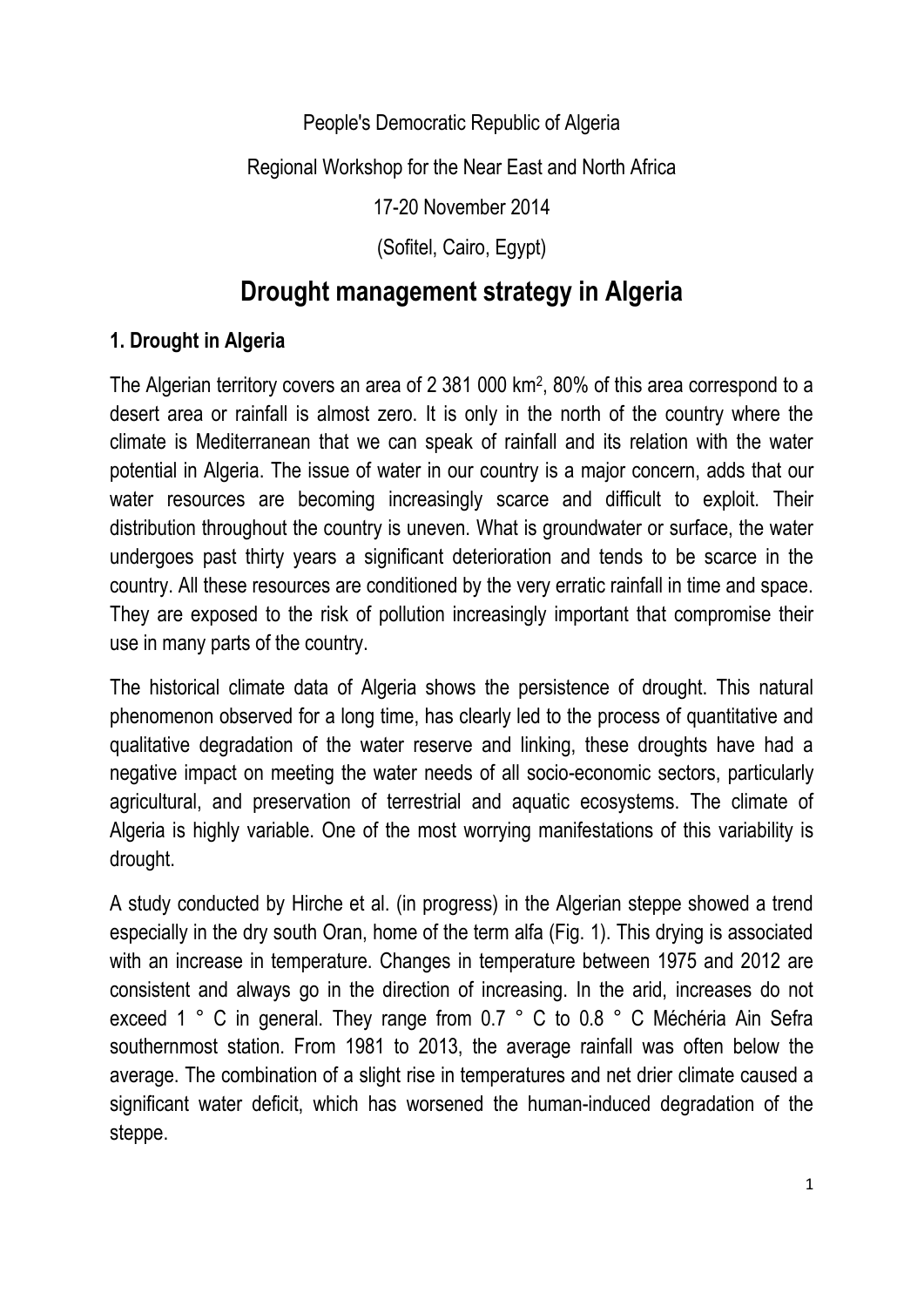People's Democratic Republic of Algeria

Regional Workshop for the Near East and North Africa

17-20 November 2014

(Sofitel, Cairo, Egypt)

# Drought management strategy in Algeria

## 1. Drought in Algeria

The Algerian territory covers an area of 2 381 000 km$^2$, 80% of this area correspond to a desert area or rainfall is almost zero. It is only in the north of the country where the climate is Mediterranean that we can speak of rainfall and its relation with the water potential in Algeria. The issue of water in our country is a major concern, adds that our water resources are becoming increasingly scarce and difficult to exploit. Their distribution throughout the country is uneven. What is groundwater or surface, the water undergoes past thirty years a significant deterioration and tends to be scarce in the country. All these resources are conditioned by the very erratic rainfall in time and space. They are exposed to the risk of pollution increasingly important that compromise their use in many parts of the country.

The historical climate data of Algeria shows the persistence of drought. This natural phenomenon observed for a long time, has clearly led to the process of quantitative and qualitative degradation of the water reserve and linking, these droughts have had a negative impact on meeting the water needs of all socio-economic sectors, particularly agricultural, and preservation of terrestrial and aquatic ecosystems. The climate of Algeria is highly variable. One of the most worrying manifestations of this variability is drought.

A study conducted by Hirche et al. (in progress) in the Algerian steppe showed a trend especially in the dry south Oran, home of the term alfa (Fig. 1). This drying is associated with an increase in temperature. Changes in temperature between 1975 and 2012 are consistent and always go in the direction of increasing. In the arid, increases do not exceed 1 ° C in general. They range from 0.7 ° C to 0.8 ° C Méchéria Ain Sefra southernmost station. From 1981 to 2013, the average rainfall was often below the average. The combination of a slight rise in temperatures and net drier climate caused a significant water deficit, which has worsened the human-induced degradation of the steppe.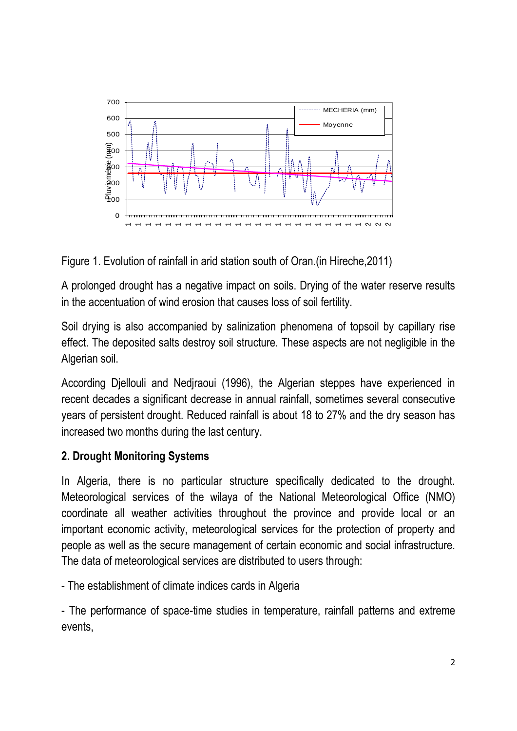Figure 1. Evolution of rainfall in arid station south of Oran.(in Hireche,2011)

A prolonged drought has a negative impact on soils. Drying of the water reserve results in the accentuation of wind erosion that causes loss of soil fertility.

Soil drying is also accompanied by salinization phenomena of topsoil by capillary rise effect. The deposited salts destroy soil structure. These aspects are not negligible in the Algerian soil.

According Djellouli and Nedjraoui (1996), the Algerian steppes have experienced in recent decades a significant decrease in annual rainfall, sometimes several consecutive years of persistent drought. Reduced rainfall is about 18 to 27% and the dry season has increased two months during the last century.

## 2. Drought Monitoring Systems

In Algeria, there is no particular structure specifically dedicated to the drought. Meteorological services of the wilaya of the National Meteorological Office (NMO) coordinate all weather activities throughout the province and provide local or an important economic activity, meteorological services for the protection of property and people as well as the secure management of certain economic and social infrastructure. The data of meteorological services are distributed to users through:

- The establishment of climate indices cards in Algeria

- The performance of space-time studies in temperature, rainfall patterns and extreme events,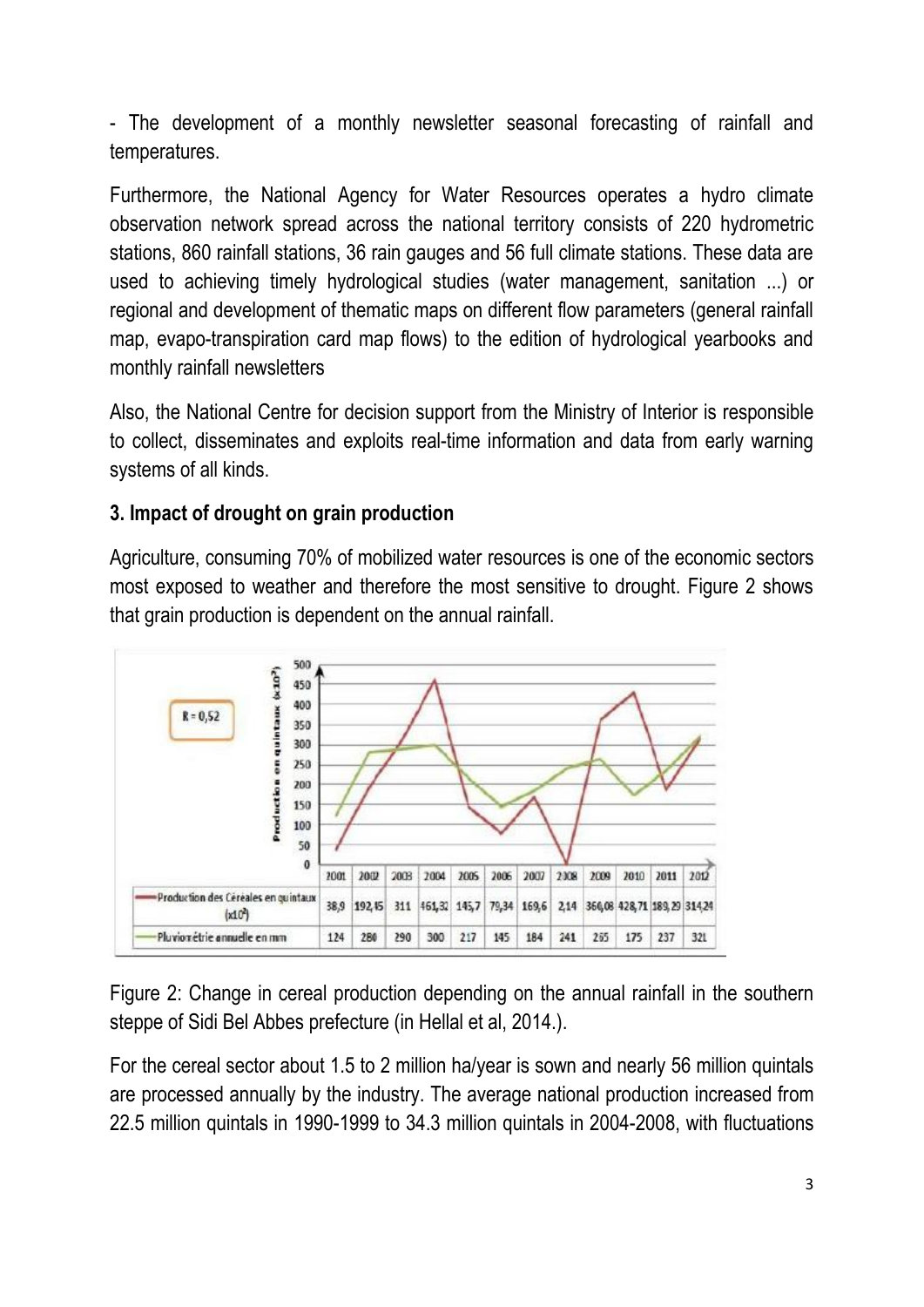- The development of a monthly newsletter seasonal forecasting of rainfall and temperatures.

Furthermore, the National Agency for Water Resources operates a hydro climate observation network spread across the national territory consists of 220 hydrometric stations, 860 rainfall stations, 36 rain gauges and 56 full climate stations. These data are used to achieving timely hydrological studies (water management, sanitation ...) or regional and development of thematic maps on different flow parameters (general rainfall map, evapo-transpiration card map flows) to the edition of hydrological yearbooks and monthly rainfall newsletters

Also, the National Centre for decision support from the Ministry of Interior is responsible to collect, disseminates and exploits real-time information and data from early warning systems of all kinds.

### 3. Impact of drought on grain production

Agriculture, consuming 70% of mobilized water resources is one of the economic sectors most exposed to weather and therefore the most sensitive to drought. Figure 2 shows that grain production is dependent on the annual rainfall.

R = 0,52

| | 2001 | 2002 | 2003 | 2004 | 2005 | 2006 | 2007 | 2008 | 2009 | 2010 | 2011 | 2012 |
|---|---|---|---|---|---|---|---|---|---|---|---|---|
| Production des Céréales en quintaux ($x10^3$) | 38,9 | 192,15 | 311 | 461,32 | 145,7 | 79,34 | 169,6 | 2,14 | 360,08 | 428,71 | 189,29 | 314,24 |
| Pluviométrie annuelle en mm | 124 | 280 | 290 | 300 | 217 | 145 | 184 | 241 | 265 | 175 | 237 | 321 |

Figure 2: Change in cereal production depending on the annual rainfall in the southern steppe of Sidi Bel Abbes prefecture (in Hellal et al, 2014.).

For the cereal sector about 1.5 to 2 million ha/year is sown and nearly 56 million quintals are processed annually by the industry. The average national production increased from 22.5 million quintals in 1990-1999 to 34.3 million quintals in 2004-2008, with fluctuations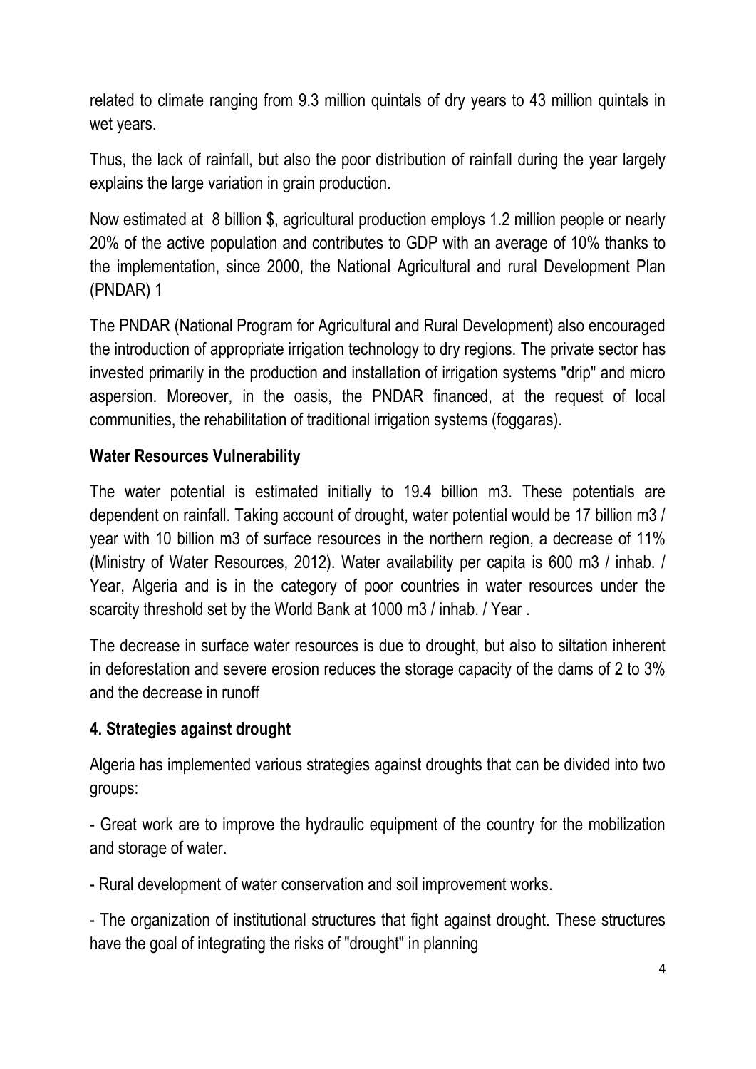related to climate ranging from 9.3 million quintals of dry years to 43 million quintals in wet years.

Thus, the lack of rainfall, but also the poor distribution of rainfall during the year largely explains the large variation in grain production.

Now estimated at 8 billion $, agricultural production employs 1.2 million people or nearly 20% of the active population and contributes to GDP with an average of 10% thanks to the implementation, since 2000, the National Agricultural and rural Development Plan (PNDAR) 1

The PNDAR (National Program for Agricultural and Rural Development) also encouraged the introduction of appropriate irrigation technology to dry regions. The private sector has invested primarily in the production and installation of irrigation systems "drip" and micro aspersion. Moreover, in the oasis, the PNDAR financed, at the request of local communities, the rehabilitation of traditional irrigation systems (foggaras).

**Water Resources Vulnerability**

The water potential is estimated initially to 19.4 billion m3. These potentials are dependent on rainfall. Taking account of drought, water potential would be 17 billion m3 / year with 10 billion m3 of surface resources in the northern region, a decrease of 11% (Ministry of Water Resources, 2012). Water availability per capita is 600 m3 / inhab. / Year, Algeria and is in the category of poor countries in water resources under the scarcity threshold set by the World Bank at 1000 m3 / inhab. / Year .

The decrease in surface water resources is due to drought, but also to siltation inherent in deforestation and severe erosion reduces the storage capacity of the dams of 2 to 3% and the decrease in runoff

## 4. Strategies against drought

Algeria has implemented various strategies against droughts that can be divided into two groups:

- Great work are to improve the hydraulic equipment of the country for the mobilization and storage of water.

- Rural development of water conservation and soil improvement works.

- The organization of institutional structures that fight against drought. These structures have the goal of integrating the risks of "drought" in planning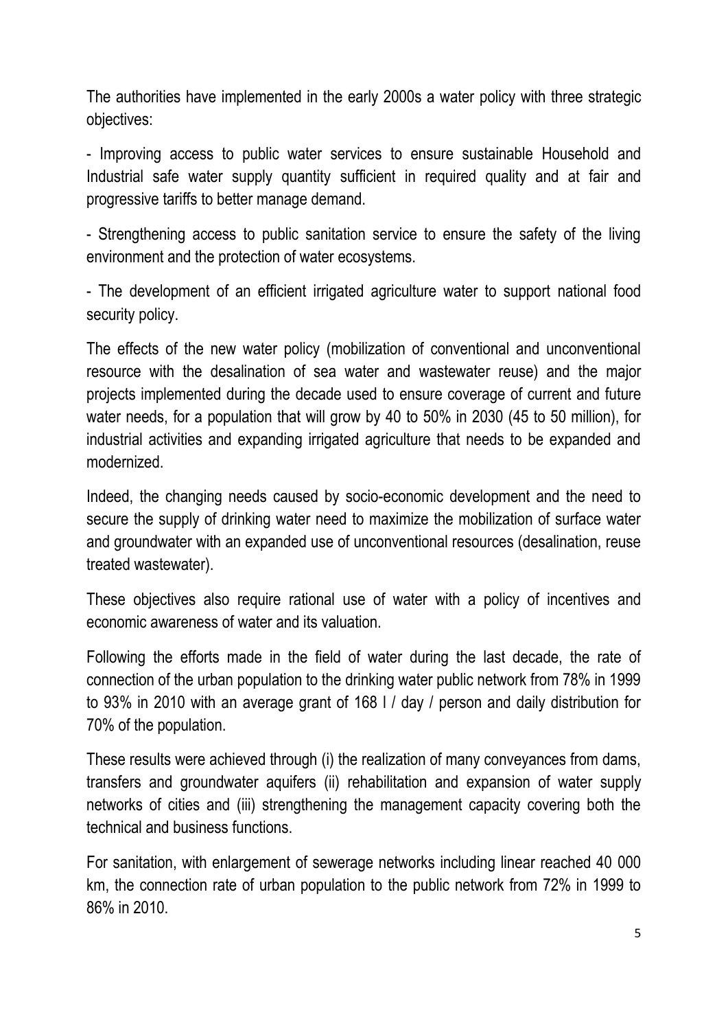The authorities have implemented in the early 2000s a water policy with three strategic objectives:

- Improving access to public water services to ensure sustainable Household and Industrial safe water supply quantity sufficient in required quality and at fair and progressive tariffs to better manage demand.

- Strengthening access to public sanitation service to ensure the safety of the living environment and the protection of water ecosystems.

- The development of an efficient irrigated agriculture water to support national food security policy.

The effects of the new water policy (mobilization of conventional and unconventional resource with the desalination of sea water and wastewater reuse) and the major projects implemented during the decade used to ensure coverage of current and future water needs, for a population that will grow by 40 to 50% in 2030 (45 to 50 million), for industrial activities and expanding irrigated agriculture that needs to be expanded and modernized.

Indeed, the changing needs caused by socio-economic development and the need to secure the supply of drinking water need to maximize the mobilization of surface water and groundwater with an expanded use of unconventional resources (desalination, reuse treated wastewater).

These objectives also require rational use of water with a policy of incentives and economic awareness of water and its valuation.

Following the efforts made in the field of water during the last decade, the rate of connection of the urban population to the drinking water public network from 78% in 1999 to 93% in 2010 with an average grant of 168 l / day / person and daily distribution for 70% of the population.

These results were achieved through (i) the realization of many conveyances from dams, transfers and groundwater aquifers (ii) rehabilitation and expansion of water supply networks of cities and (iii) strengthening the management capacity covering both the technical and business functions.

For sanitation, with enlargement of sewerage networks including linear reached 40 000 km, the connection rate of urban population to the public network from 72% in 1999 to 86% in 2010.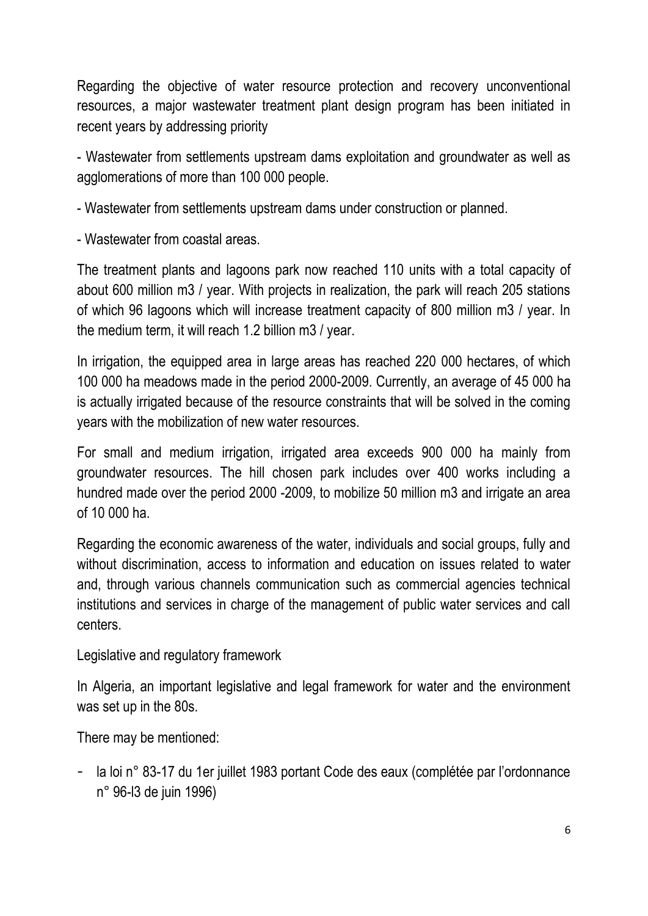Regarding the objective of water resource protection and recovery unconventional resources, a major wastewater treatment plant design program has been initiated in recent years by addressing priority

- Wastewater from settlements upstream dams exploitation and groundwater as well as agglomerations of more than 100 000 people.

- Wastewater from settlements upstream dams under construction or planned.

- Wastewater from coastal areas.

The treatment plants and lagoons park now reached 110 units with a total capacity of about 600 million m3 / year. With projects in realization, the park will reach 205 stations of which 96 lagoons which will increase treatment capacity of 800 million m3 / year. In the medium term, it will reach 1.2 billion m3 / year.

In irrigation, the equipped area in large areas has reached 220 000 hectares, of which 100 000 ha meadows made in the period 2000-2009. Currently, an average of 45 000 ha is actually irrigated because of the resource constraints that will be solved in the coming years with the mobilization of new water resources.

For small and medium irrigation, irrigated area exceeds 900 000 ha mainly from groundwater resources. The hill chosen park includes over 400 works including a hundred made over the period 2000 -2009, to mobilize 50 million m3 and irrigate an area of 10 000 ha.

Regarding the economic awareness of the water, individuals and social groups, fully and without discrimination, access to information and education on issues related to water and, through various channels communication such as commercial agencies technical institutions and services in charge of the management of public water services and call centers.

Legislative and regulatory framework

In Algeria, an important legislative and legal framework for water and the environment was set up in the 80s.

There may be mentioned:

- la loi n° 83-17 du 1er juillet 1983 portant Code des eaux (complétée par l'ordonnance n° 96-l3 de juin 1996)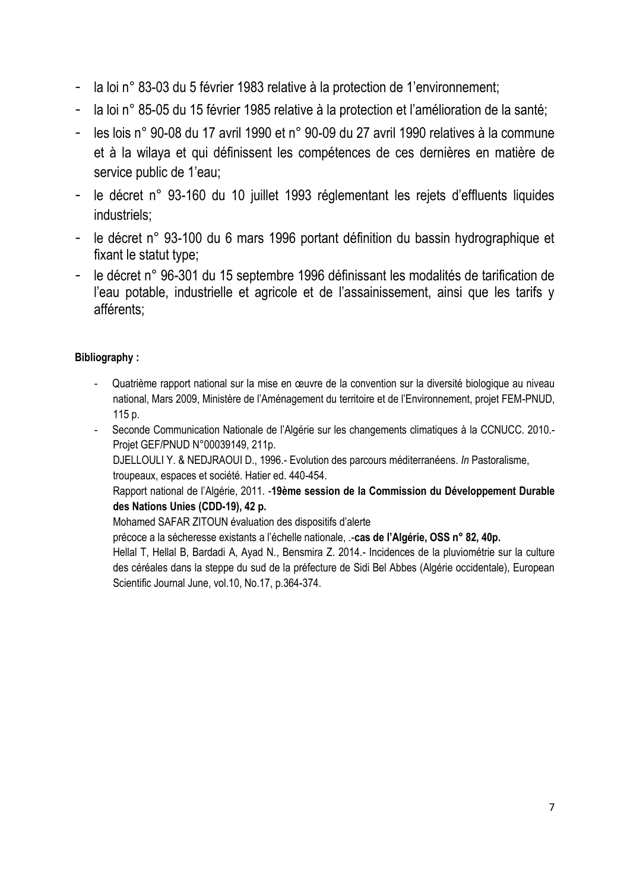- la loi n° 83-03 du 5 février 1983 relative à la protection de 1'environnement;
- la loi n° 85-05 du 15 février 1985 relative à la protection et l'amélioration de la santé;
- les lois n° 90-08 du 17 avril 1990 et n° 90-09 du 27 avril 1990 relatives à la commune et à la wilaya et qui définissent les compétences de ces dernières en matière de service public de 1'eau;
- le décret n° 93-160 du 10 juillet 1993 réglementant les rejets d'effluents liquides industriels;
- le décret n° 93-100 du 6 mars 1996 portant définition du bassin hydrographique et fixant le statut type;
- le décret n° 96-301 du 15 septembre 1996 définissant les modalités de tarification de l'eau potable, industrielle et agricole et de l'assainissement, ainsi que les tarifs y afférents;

**Bibliography :**

- Quatrième rapport national sur la mise en œuvre de la convention sur la diversité biologique au niveau national, Mars 2009, Ministère de l'Aménagement du territoire et de l'Environnement, projet FEM-PNUD, 115 p.
- Seconde Communication Nationale de l'Algérie sur les changements climatiques à la CCNUCC. 2010.- Projet GEF/PNUD N°00039149, 211p.
  DJELLOULI Y. & NEDJRAOUI D., 1996.- Evolution des parcours méditerranéens. *In* Pastoralisme, troupeaux, espaces et société. Hatier ed. 440-454.
  Rapport national de l'Algérie, 2011. -**19ème session de la Commission du Développement Durable des Nations Unies (CDD-19), 42 p.**
  Mohamed SAFAR ZITOUN évaluation des dispositifs d'alerte
  précoce a la sécheresse existants a l'échelle nationale, .-**cas de l'Algérie, OSS n° 82, 40p.**
  Hellal T, Hellal B, Bardadi A, Ayad N., Bensmira Z. 2014.- Incidences de la pluviométrie sur la culture des céréales dans la steppe du sud de la préfecture de Sidi Bel Abbes (Algérie occidentale), European Scientific Journal June, vol.10, No.17, p.364-374.